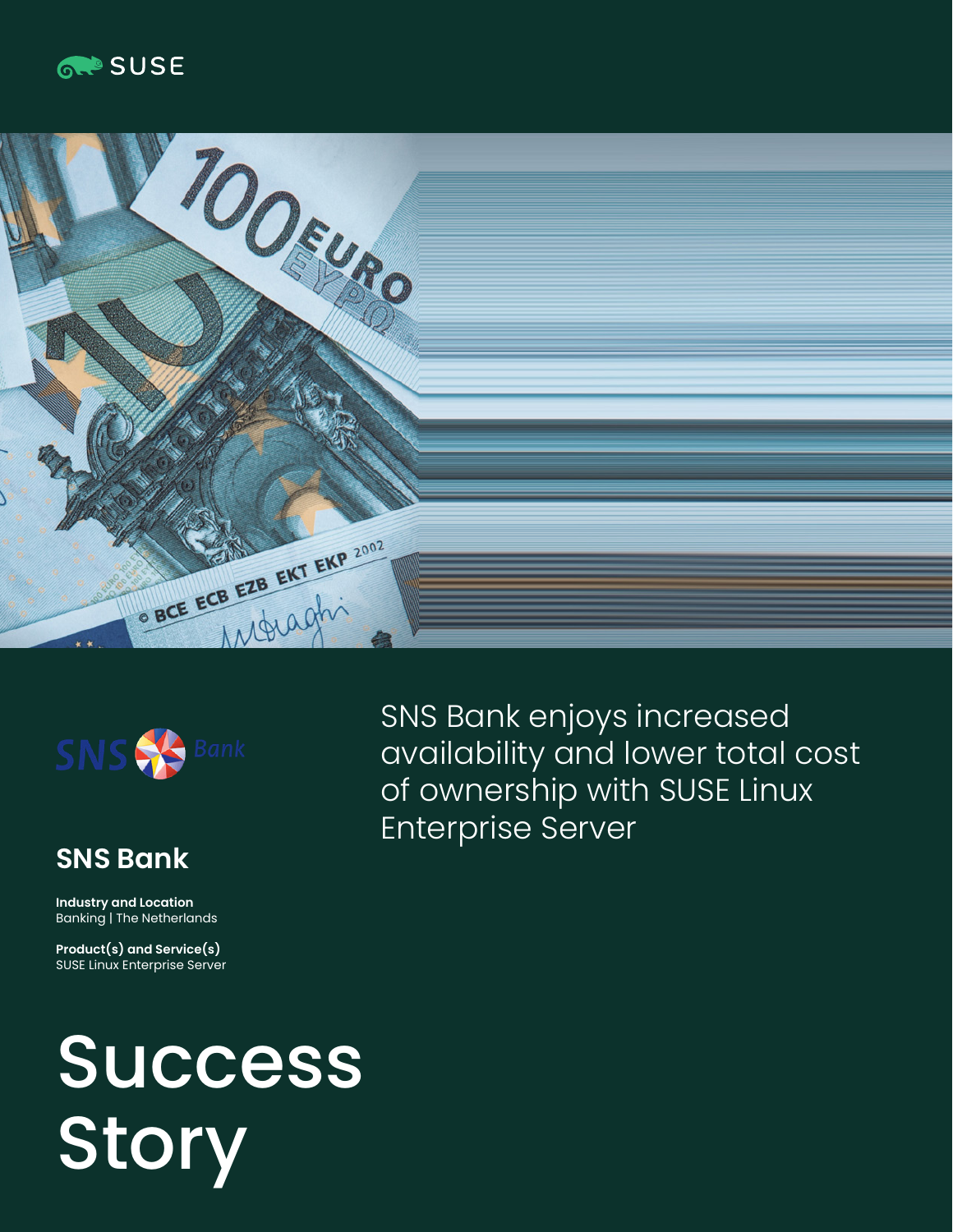SUSE

SNS Bank enjoys increased availability and lower total cost of ownership with SUSE Linux Enterprise Server

## SNS Bank

**Industry and Location**
Banking | The Netherlands

**Product(s) and Service(s)**
SUSE Linux Enterprise Server

# Success Story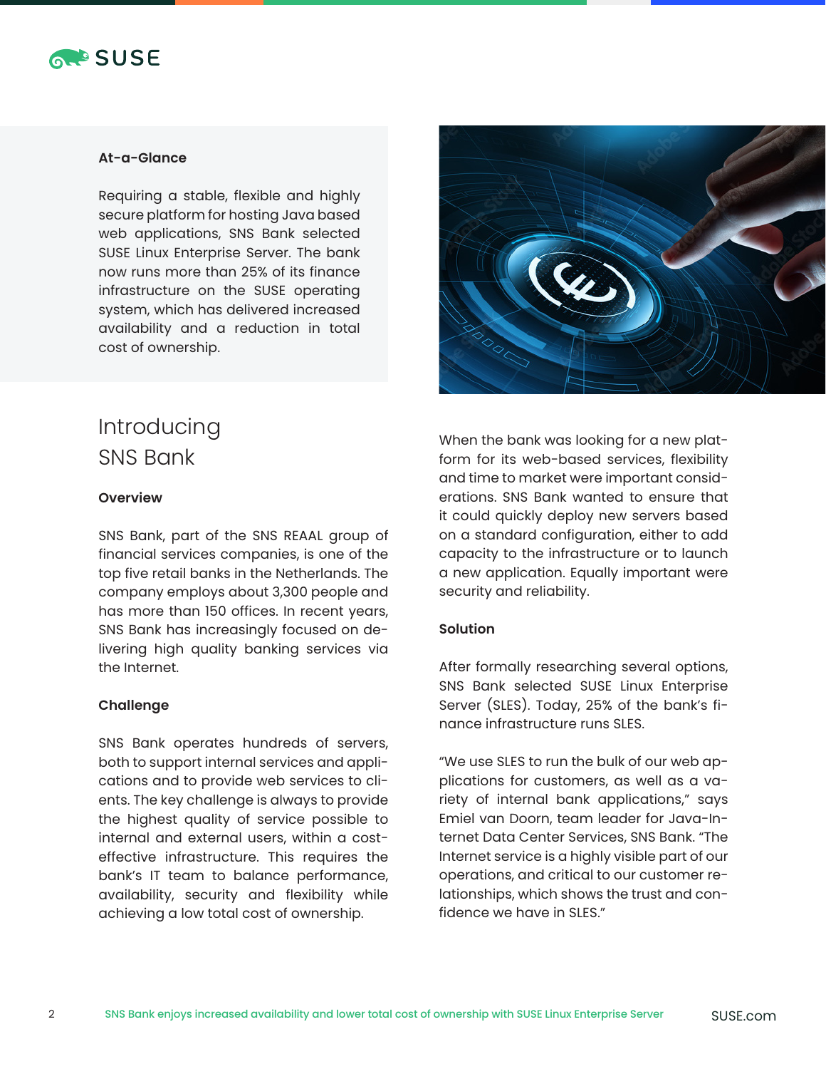**At-a-Glance**

Requiring a stable, flexible and highly secure platform for hosting Java based web applications, SNS Bank selected SUSE Linux Enterprise Server. The bank now runs more than 25% of its finance infrastructure on the SUSE operating system, which has delivered increased availability and a reduction in total cost of ownership.

# Introducing SNS Bank

### Overview

SNS Bank, part of the SNS REAAL group of financial services companies, is one of the top five retail banks in the Netherlands. The company employs about 3,300 people and has more than 150 offices. In recent years, SNS Bank has increasingly focused on delivering high quality banking services via the Internet.

### Challenge

SNS Bank operates hundreds of servers, both to support internal services and applications and to provide web services to clients. The key challenge is always to provide the highest quality of service possible to internal and external users, within a cost-effective infrastructure. This requires the bank's IT team to balance performance, availability, security and flexibility while achieving a low total cost of ownership.

When the bank was looking for a new platform for its web-based services, flexibility and time to market were important considerations. SNS Bank wanted to ensure that it could quickly deploy new servers based on a standard configuration, either to add capacity to the infrastructure or to launch a new application. Equally important were security and reliability.

### Solution

After formally researching several options, SNS Bank selected SUSE Linux Enterprise Server (SLES). Today, 25% of the bank's finance infrastructure runs SLES.

"We use SLES to run the bulk of our web applications for customers, as well as a variety of internal bank applications," says Emiel van Doorn, team leader for Java-Internet Data Center Services, SNS Bank. "The Internet service is a highly visible part of our operations, and critical to our customer relationships, which shows the trust and confidence we have in SLES."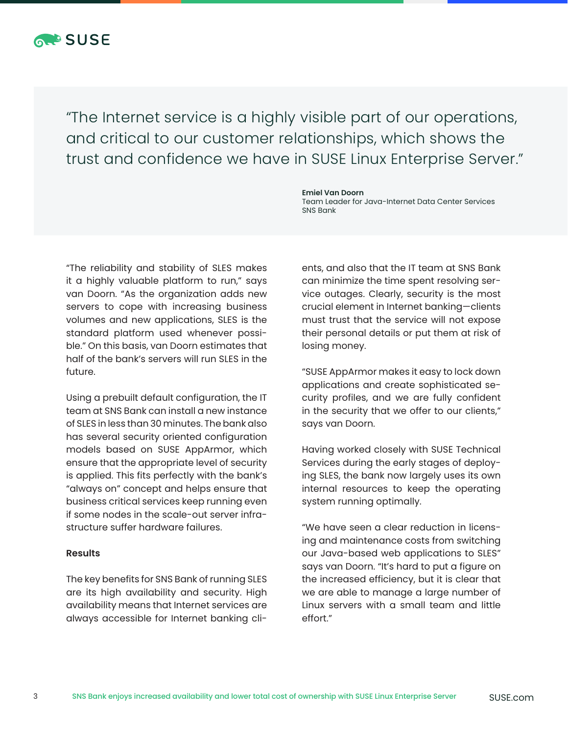> "The Internet service is a highly visible part of our operations, and critical to our customer relationships, which shows the trust and confidence we have in SUSE Linux Enterprise Server."
>
> **Emiel Van Doorn**
> Team Leader for Java-Internet Data Center Services
> SNS Bank

"The reliability and stability of SLES makes it a highly valuable platform to run," says van Doorn. "As the organization adds new servers to cope with increasing business volumes and new applications, SLES is the standard platform used whenever possible." On this basis, van Doorn estimates that half of the bank's servers will run SLES in the future.

Using a prebuilt default configuration, the IT team at SNS Bank can install a new instance of SLES in less than 30 minutes. The bank also has several security oriented configuration models based on SUSE AppArmor, which ensure that the appropriate level of security is applied. This fits perfectly with the bank's "always on" concept and helps ensure that business critical services keep running even if some nodes in the scale-out server infrastructure suffer hardware failures.

**Results**

The key benefits for SNS Bank of running SLES are its high availability and security. High availability means that Internet services are always accessible for Internet banking clients, and also that the IT team at SNS Bank can minimize the time spent resolving service outages. Clearly, security is the most crucial element in Internet banking—clients must trust that the service will not expose their personal details or put them at risk of losing money.

"SUSE AppArmor makes it easy to lock down applications and create sophisticated security profiles, and we are fully confident in the security that we offer to our clients," says van Doorn.

Having worked closely with SUSE Technical Services during the early stages of deploying SLES, the bank now largely uses its own internal resources to keep the operating system running optimally.

"We have seen a clear reduction in licensing and maintenance costs from switching our Java-based web applications to SLES" says van Doorn. "It's hard to put a figure on the increased efficiency, but it is clear that we are able to manage a large number of Linux servers with a small team and little effort."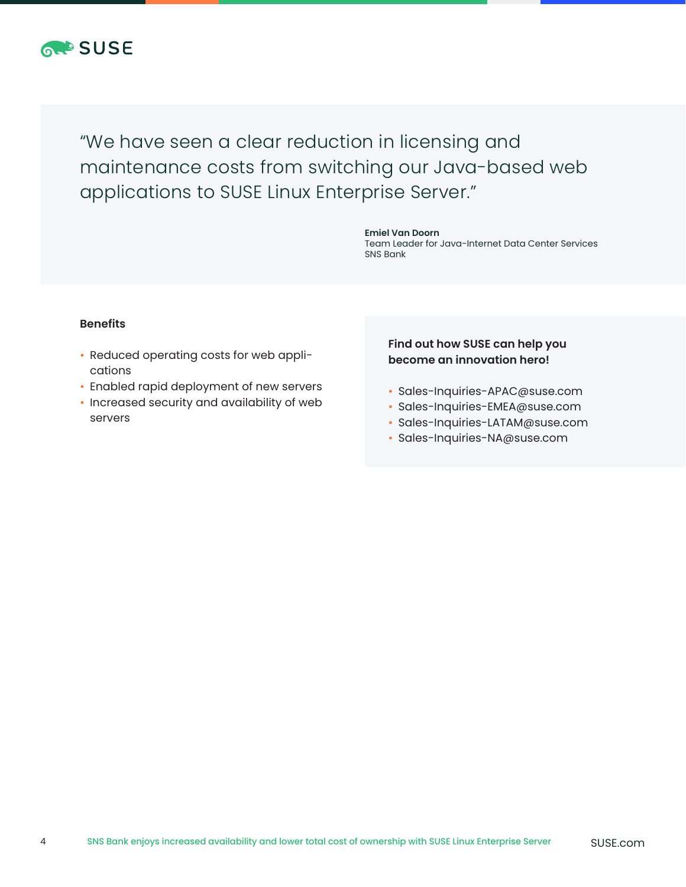> "We have seen a clear reduction in licensing and maintenance costs from switching our Java-based web applications to SUSE Linux Enterprise Server."
>
> **Emiel Van Doorn**
> Team Leader for Java-Internet Data Center Services
> SNS Bank

**Benefits**

- Reduced operating costs for web applications
- Enabled rapid deployment of new servers
- Increased security and availability of web servers

**Find out how SUSE can help you become an innovation hero!**

- Sales-Inquiries-APAC@suse.com
- Sales-Inquiries-EMEA@suse.com
- Sales-Inquiries-LATAM@suse.com
- Sales-Inquiries-NA@suse.com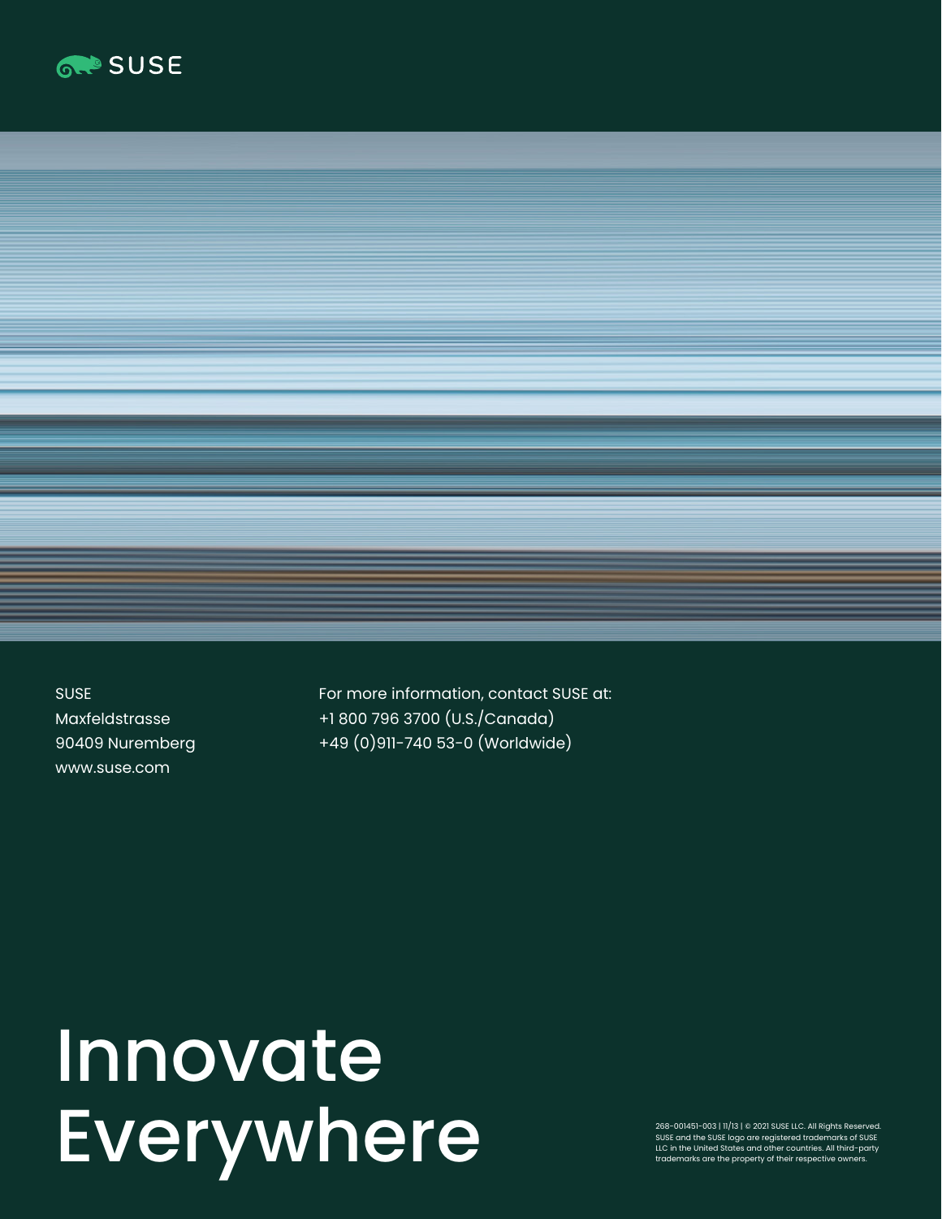SUSE
Maxfeldstrasse
90409 Nuremberg
www.suse.com

For more information, contact SUSE at:
+1 800 796 3700 (U.S./Canada)
+49 (0)911-740 53-0 (Worldwide)

# Innovate Everywhere

268-001451-003 | 11/13 | © 2021 SUSE LLC. All Rights Reserved. SUSE and the SUSE logo are registered trademarks of SUSE LLC in the United States and other countries. All third-party trademarks are the property of their respective owners.